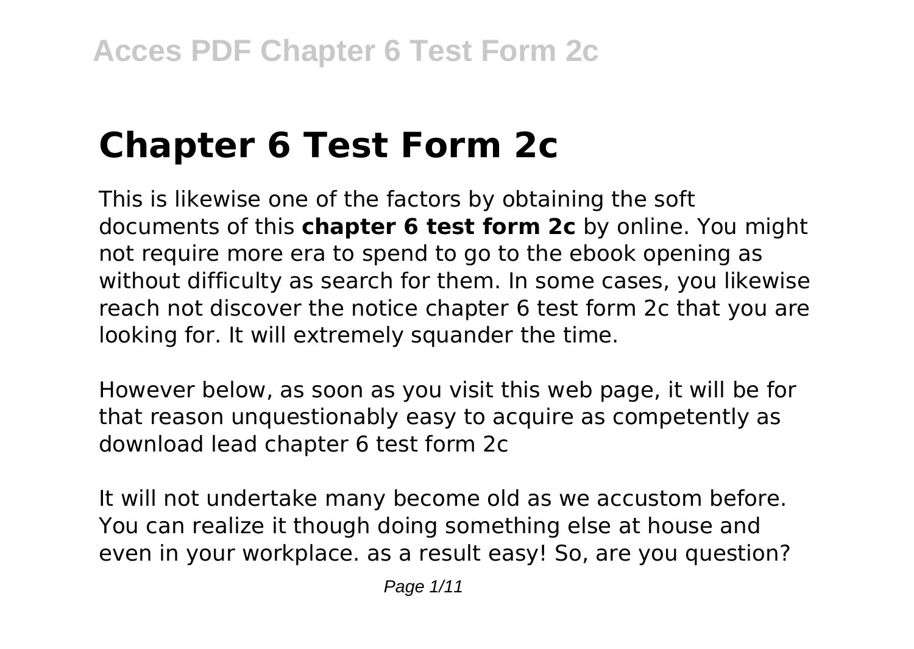# Chapter 6 Test Form 2c

This is likewise one of the factors by obtaining the soft documents of this **chapter 6 test form 2c** by online. You might not require more era to spend to go to the ebook opening as without difficulty as search for them. In some cases, you likewise reach not discover the notice chapter 6 test form 2c that you are looking for. It will extremely squander the time.

However below, as soon as you visit this web page, it will be for that reason unquestionably easy to acquire as competently as download lead chapter 6 test form 2c

It will not undertake many become old as we accustom before. You can realize it though doing something else at house and even in your workplace. as a result easy! So, are you question?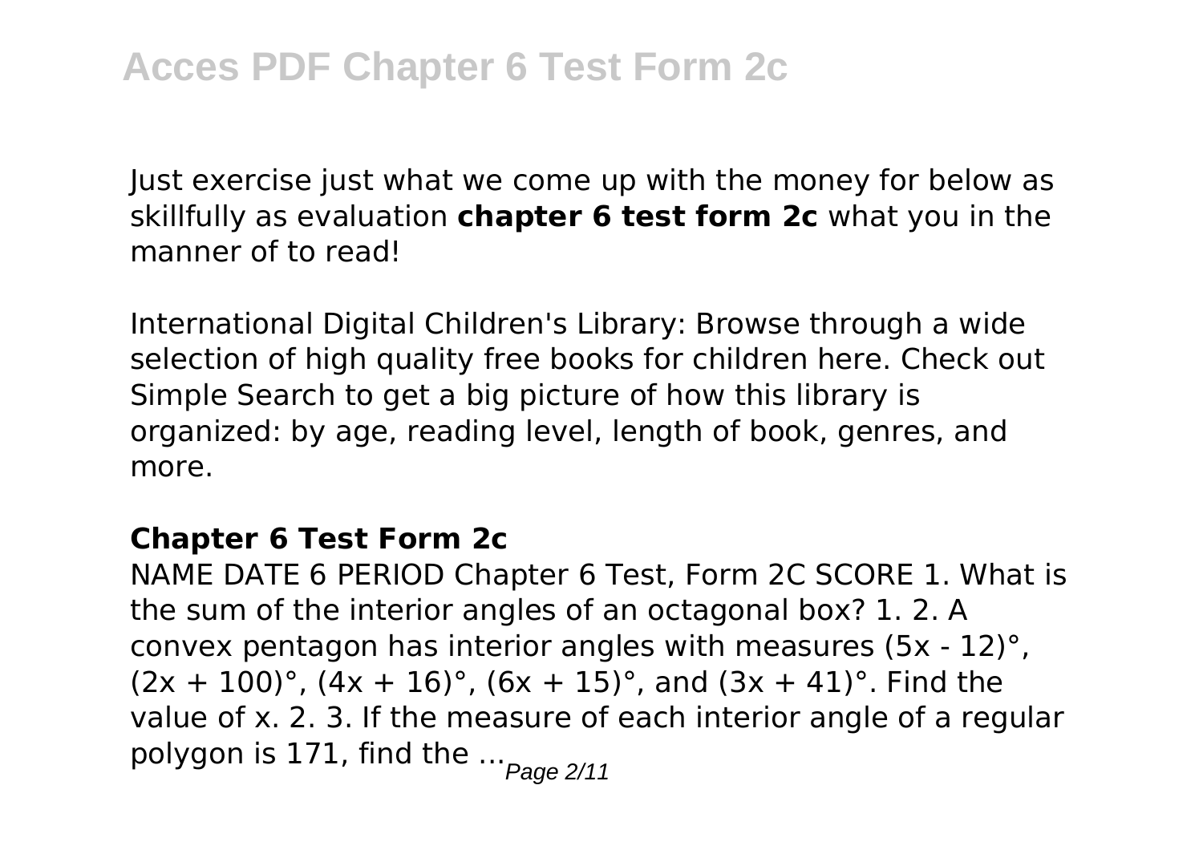Just exercise just what we come up with the money for below as skillfully as evaluation **chapter 6 test form 2c** what you in the manner of to read!

International Digital Children's Library: Browse through a wide selection of high quality free books for children here. Check out Simple Search to get a big picture of how this library is organized: by age, reading level, length of book, genres, and more.

### Chapter 6 Test Form 2c

NAME DATE 6 PERIOD Chapter 6 Test, Form 2C SCORE 1. What is the sum of the interior angles of an octagonal box? 1. 2. A convex pentagon has interior angles with measures $(5x - 12)°$, $(2x + 100)°$, $(4x + 16)°$, $(6x + 15)°$, and $(3x + 41)°$. Find the value of x. 2. 3. If the measure of each interior angle of a regular polygon is 171, find the ...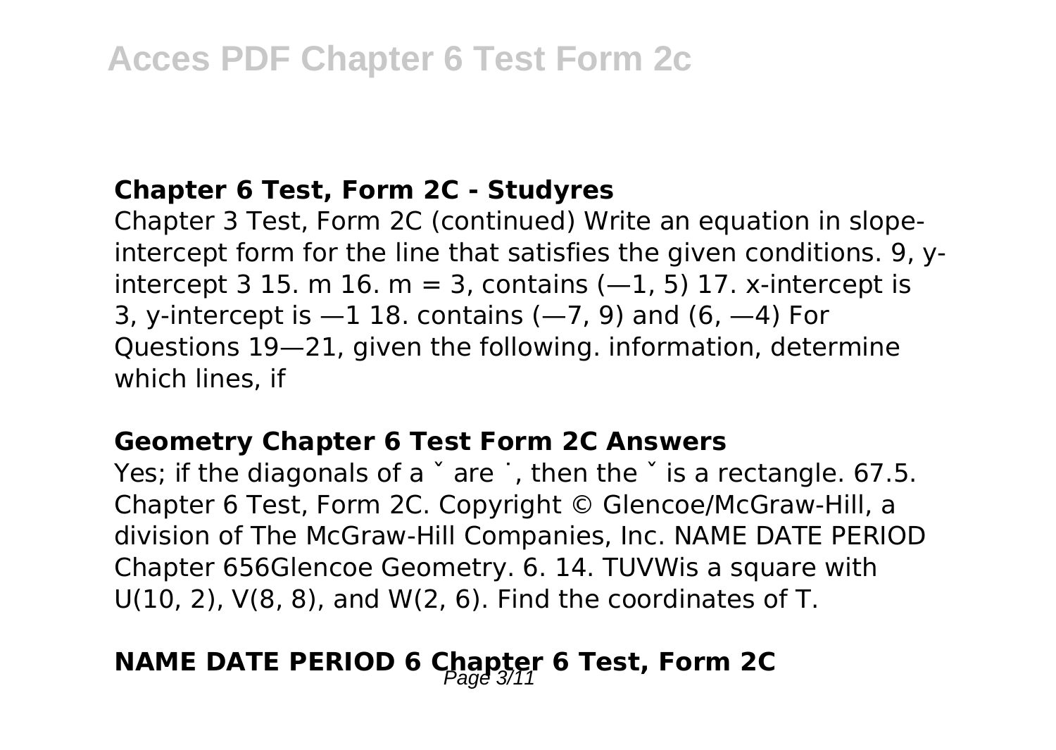### Chapter 6 Test, Form 2C - Studyres

Chapter 3 Test, Form 2C (continued) Write an equation in slope-intercept form for the line that satisfies the given conditions. 9, y-intercept 3 15. m 16. m = 3, contains (—1, 5) 17. x-intercept is 3, y-intercept is —1 18. contains (—7, 9) and (6, —4) For Questions 19—21, given the following. information, determine which lines, if

### Geometry Chapter 6 Test Form 2C Answers

Yes; if the diagonals of a ˇ are ˙, then the ˇ is a rectangle. 67.5. Chapter 6 Test, Form 2C. Copyright © Glencoe/McGraw-Hill, a division of The McGraw-Hill Companies, Inc. NAME DATE PERIOD Chapter 656Glencoe Geometry. 6. 14. TUVWis a square with U(10, 2), V(8, 8), and W(2, 6). Find the coordinates of T.

### NAME DATE PERIOD 6 Chapter 6 Test, Form 2C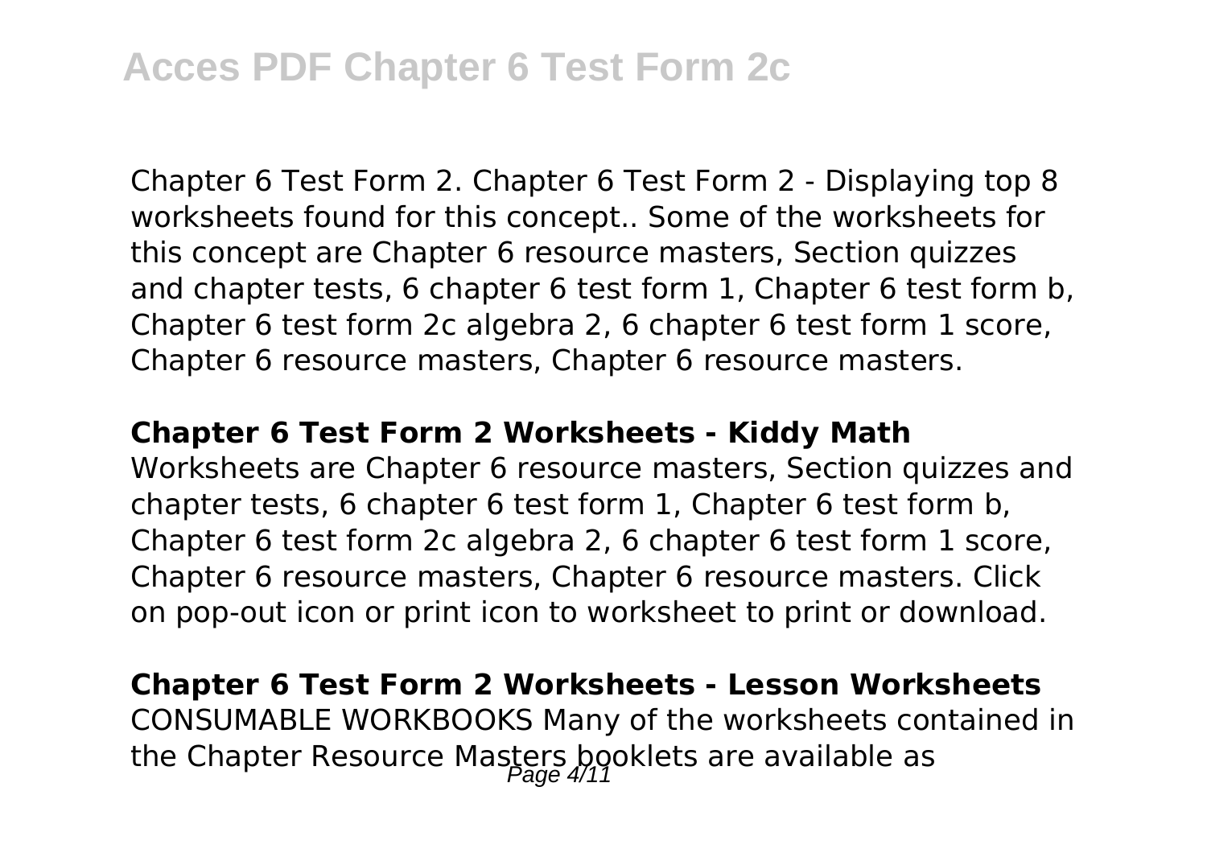Chapter 6 Test Form 2. Chapter 6 Test Form 2 - Displaying top 8 worksheets found for this concept.. Some of the worksheets for this concept are Chapter 6 resource masters, Section quizzes and chapter tests, 6 chapter 6 test form 1, Chapter 6 test form b, Chapter 6 test form 2c algebra 2, 6 chapter 6 test form 1 score, Chapter 6 resource masters, Chapter 6 resource masters.

**Chapter 6 Test Form 2 Worksheets - Kiddy Math**

Worksheets are Chapter 6 resource masters, Section quizzes and chapter tests, 6 chapter 6 test form 1, Chapter 6 test form b, Chapter 6 test form 2c algebra 2, 6 chapter 6 test form 1 score, Chapter 6 resource masters, Chapter 6 resource masters. Click on pop-out icon or print icon to worksheet to print or download.

**Chapter 6 Test Form 2 Worksheets - Lesson Worksheets**

CONSUMABLE WORKBOOKS Many of the worksheets contained in the Chapter Resource Masters booklets are available as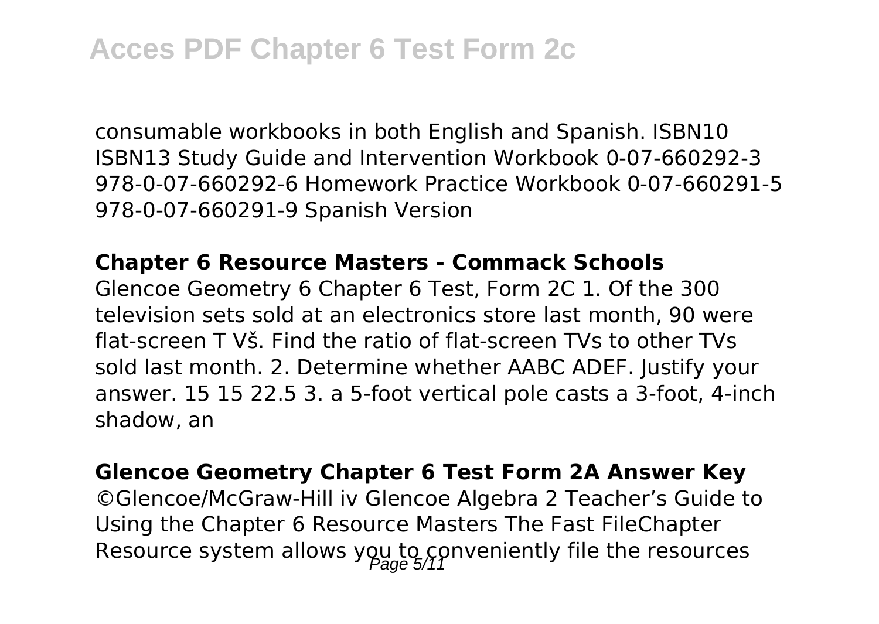consumable workbooks in both English and Spanish. ISBN10 ISBN13 Study Guide and Intervention Workbook 0-07-660292-3 978-0-07-660292-6 Homework Practice Workbook 0-07-660291-5 978-0-07-660291-9 Spanish Version

### Chapter 6 Resource Masters - Commack Schools

Glencoe Geometry 6 Chapter 6 Test, Form 2C 1. Of the 300 television sets sold at an electronics store last month, 90 were flat-screen T Vš. Find the ratio of flat-screen TVs to other TVs sold last month. 2. Determine whether AABC ADEF. Justify your answer. 15 15 22.5 3. a 5-foot vertical pole casts a 3-foot, 4-inch shadow, an

### Glencoe Geometry Chapter 6 Test Form 2A Answer Key

©Glencoe/McGraw-Hill iv Glencoe Algebra 2 Teacher's Guide to Using the Chapter 6 Resource Masters The Fast FileChapter Resource system allows you to conveniently file the resources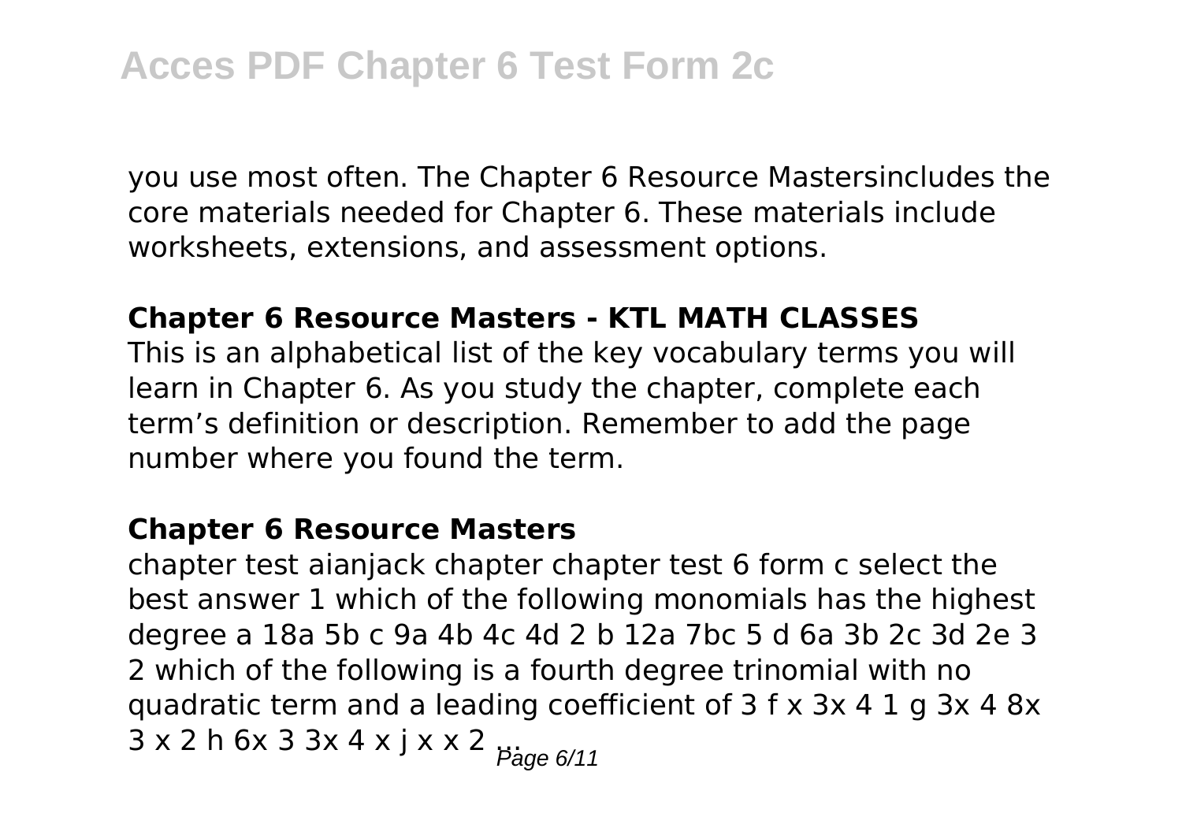you use most often. The Chapter 6 Resource Mastersincludes the core materials needed for Chapter 6. These materials include worksheets, extensions, and assessment options.

### Chapter 6 Resource Masters - KTL MATH CLASSES

This is an alphabetical list of the key vocabulary terms you will learn in Chapter 6. As you study the chapter, complete each term's definition or description. Remember to add the page number where you found the term.

### Chapter 6 Resource Masters

chapter test aianjack chapter chapter test 6 form c select the best answer 1 which of the following monomials has the highest degree a 18a 5b c 9a 4b 4c 4d 2 b 12a 7bc 5 d 6a 3b 2c 3d 2e 3 2 which of the following is a fourth degree trinomial with no quadratic term and a leading coefficient of 3 f x 3x 4 1 g 3x 4 8x 3 x 2 h 6x 3 3x 4 x j x x 2 ...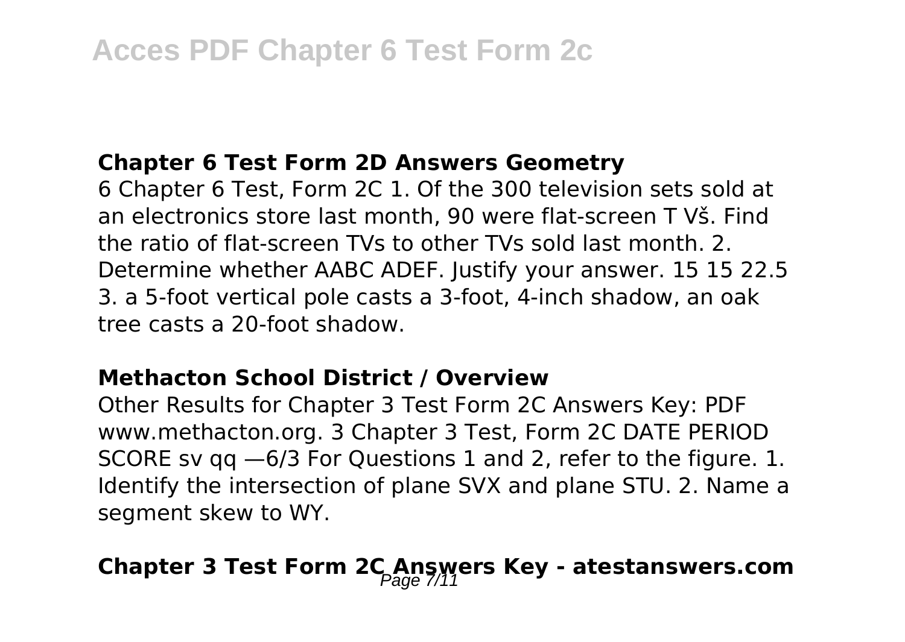## Chapter 6 Test Form 2D Answers Geometry

6 Chapter 6 Test, Form 2C 1. Of the 300 television sets sold at an electronics store last month, 90 were flat-screen T Vš. Find the ratio of flat-screen TVs to other TVs sold last month. 2. Determine whether AABC ADEF. Justify your answer. 15 15 22.5 3. a 5-foot vertical pole casts a 3-foot, 4-inch shadow, an oak tree casts a 20-foot shadow.

## Methacton School District / Overview

Other Results for Chapter 3 Test Form 2C Answers Key: PDF www.methacton.org. 3 Chapter 3 Test, Form 2C DATE PERIOD SCORE sv qq —6/3 For Questions 1 and 2, refer to the figure. 1. Identify the intersection of plane SVX and plane STU. 2. Name a segment skew to WY.

## Chapter 3 Test Form 2C Answers Key - atestanswers.com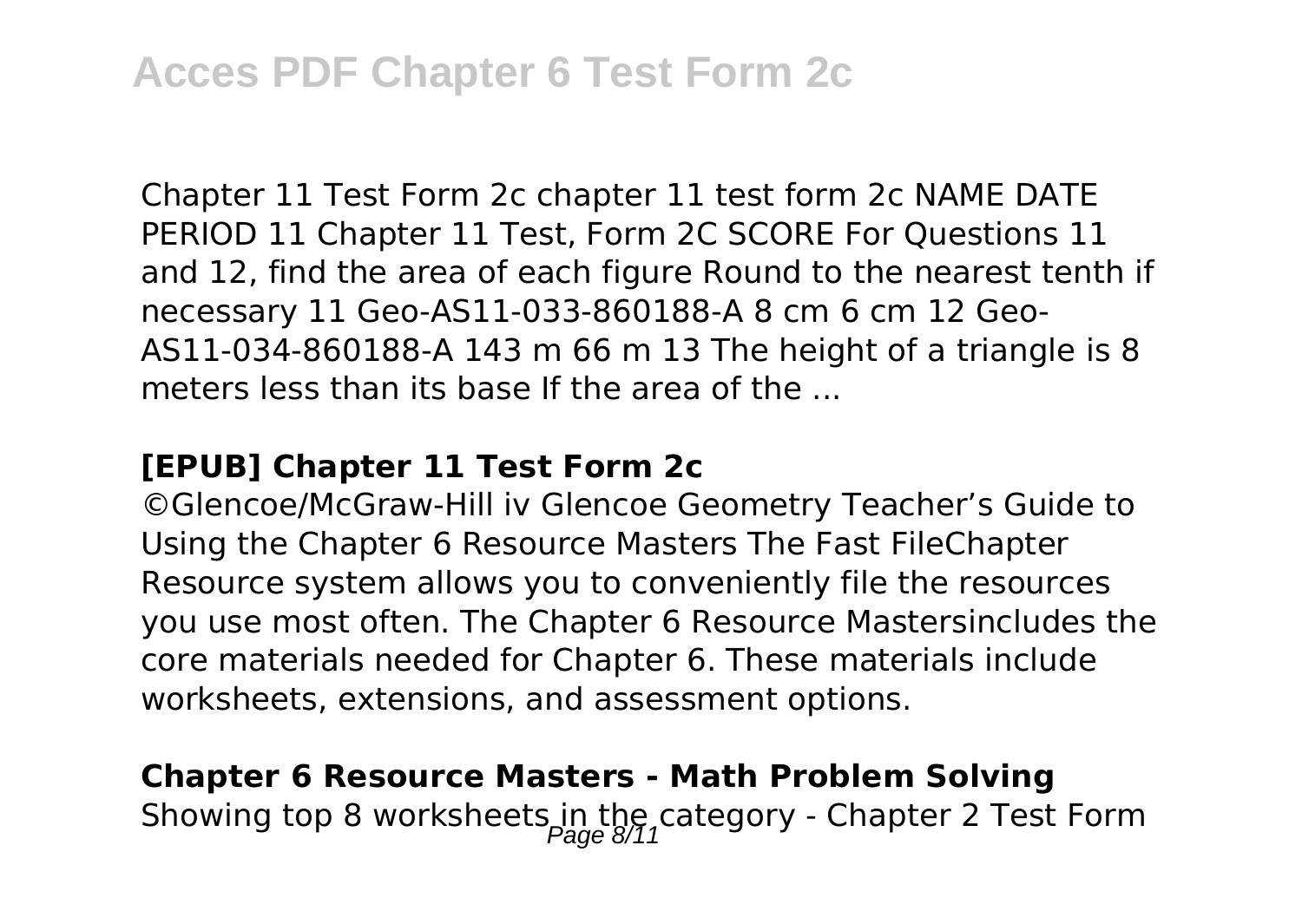Chapter 11 Test Form 2c chapter 11 test form 2c NAME DATE PERIOD 11 Chapter 11 Test, Form 2C SCORE For Questions 11 and 12, find the area of each figure Round to the nearest tenth if necessary 11 Geo-AS11-033-860188-A 8 cm 6 cm 12 Geo-AS11-034-860188-A 143 m 66 m 13 The height of a triangle is 8 meters less than its base If the area of the ...

### [EPUB] Chapter 11 Test Form 2c

©Glencoe/McGraw-Hill iv Glencoe Geometry Teacher's Guide to Using the Chapter 6 Resource Masters The Fast FileChapter Resource system allows you to conveniently file the resources you use most often. The Chapter 6 Resource Mastersincludes the core materials needed for Chapter 6. These materials include worksheets, extensions, and assessment options.

### Chapter 6 Resource Masters - Math Problem Solving

Showing top 8 worksheets in the category - Chapter 2 Test Form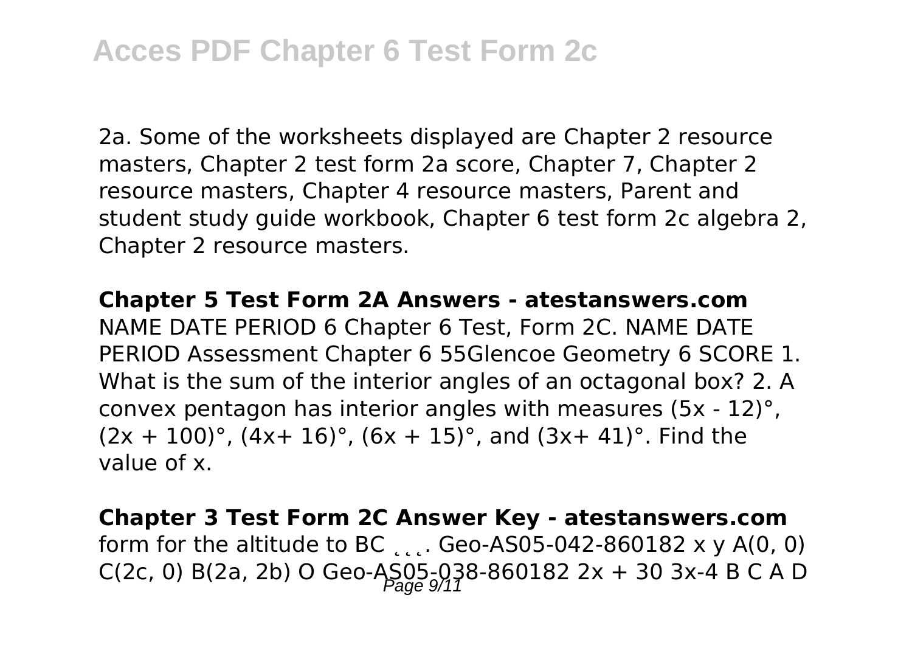2a. Some of the worksheets displayed are Chapter 2 resource masters, Chapter 2 test form 2a score, Chapter 7, Chapter 2 resource masters, Chapter 4 resource masters, Parent and student study guide workbook, Chapter 6 test form 2c algebra 2, Chapter 2 resource masters.

**Chapter 5 Test Form 2A Answers - atestanswers.com**

NAME DATE PERIOD 6 Chapter 6 Test, Form 2C. NAME DATE PERIOD Assessment Chapter 6 55Glencoe Geometry 6 SCORE 1. What is the sum of the interior angles of an octagonal box? 2. A convex pentagon has interior angles with measures $(5x - 12)°$, $(2x + 100)°$, $(4x+ 16)°$, $(6x + 15)°$, and $(3x+ 41)°$. Find the value of x.

**Chapter 3 Test Form 2C Answer Key - atestanswers.com**

form for the altitude to BC . . . . Geo-AS05-042-860182 x y A(0, 0) C(2c, 0) B(2a, 2b) O Geo-AS05-038-860182 2x + 30 3x-4 B C A D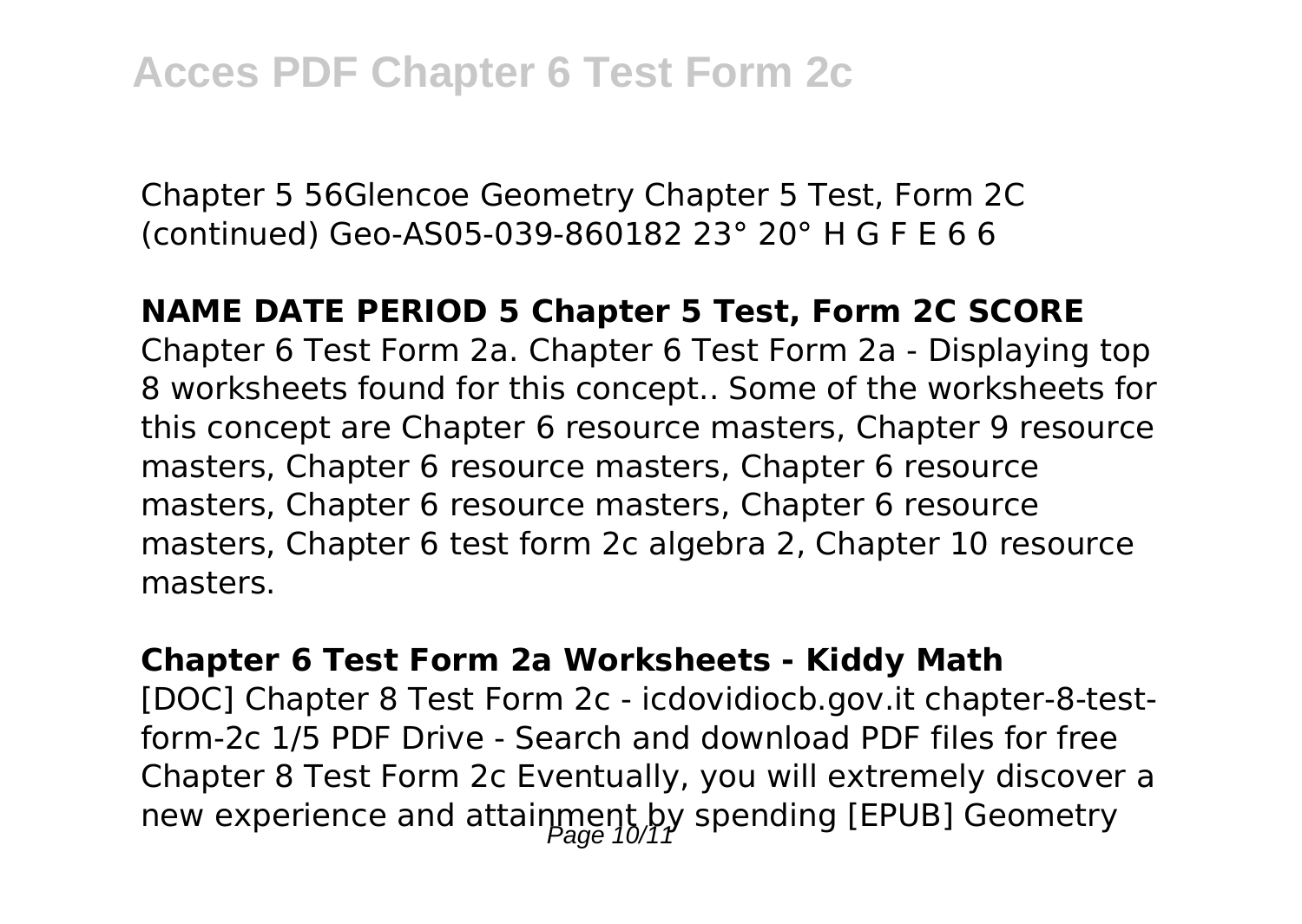Chapter 5 56Glencoe Geometry Chapter 5 Test, Form 2C (continued) Geo-AS05-039-860182 23° 20° H G F E 6 6

**NAME DATE PERIOD 5 Chapter 5 Test, Form 2C SCORE**

Chapter 6 Test Form 2a. Chapter 6 Test Form 2a - Displaying top 8 worksheets found for this concept.. Some of the worksheets for this concept are Chapter 6 resource masters, Chapter 9 resource masters, Chapter 6 resource masters, Chapter 6 resource masters, Chapter 6 resource masters, Chapter 6 resource masters, Chapter 6 test form 2c algebra 2, Chapter 10 resource masters.

**Chapter 6 Test Form 2a Worksheets - Kiddy Math**

[DOC] Chapter 8 Test Form 2c - icdovidiocb.gov.it chapter-8-test-form-2c 1/5 PDF Drive - Search and download PDF files for free Chapter 8 Test Form 2c Eventually, you will extremely discover a new experience and attainment by spending [EPUB] Geometry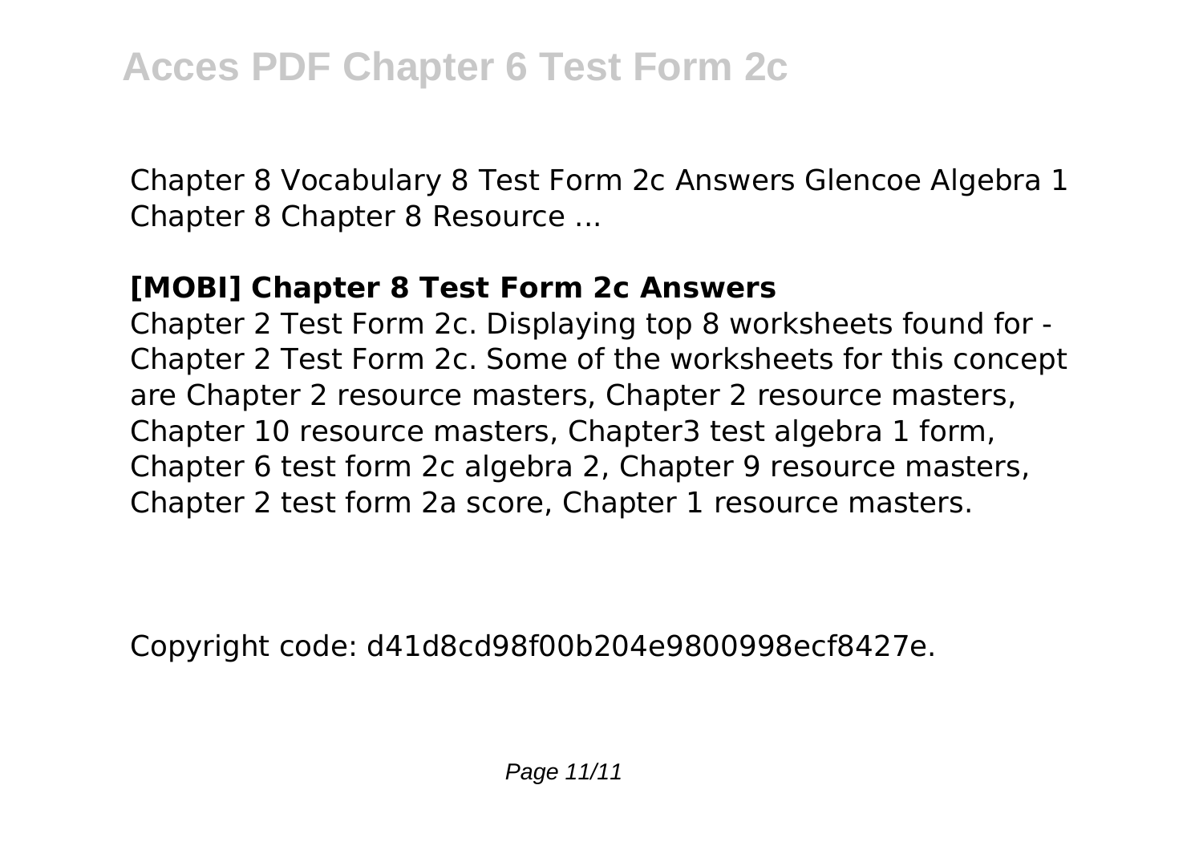Chapter 8 Vocabulary 8 Test Form 2c Answers Glencoe Algebra 1 Chapter 8 Chapter 8 Resource ...

### [MOBI] Chapter 8 Test Form 2c Answers

Chapter 2 Test Form 2c. Displaying top 8 worksheets found for - Chapter 2 Test Form 2c. Some of the worksheets for this concept are Chapter 2 resource masters, Chapter 2 resource masters, Chapter 10 resource masters, Chapter3 test algebra 1 form, Chapter 6 test form 2c algebra 2, Chapter 9 resource masters, Chapter 2 test form 2a score, Chapter 1 resource masters.

Copyright code: d41d8cd98f00b204e9800998ecf8427e.